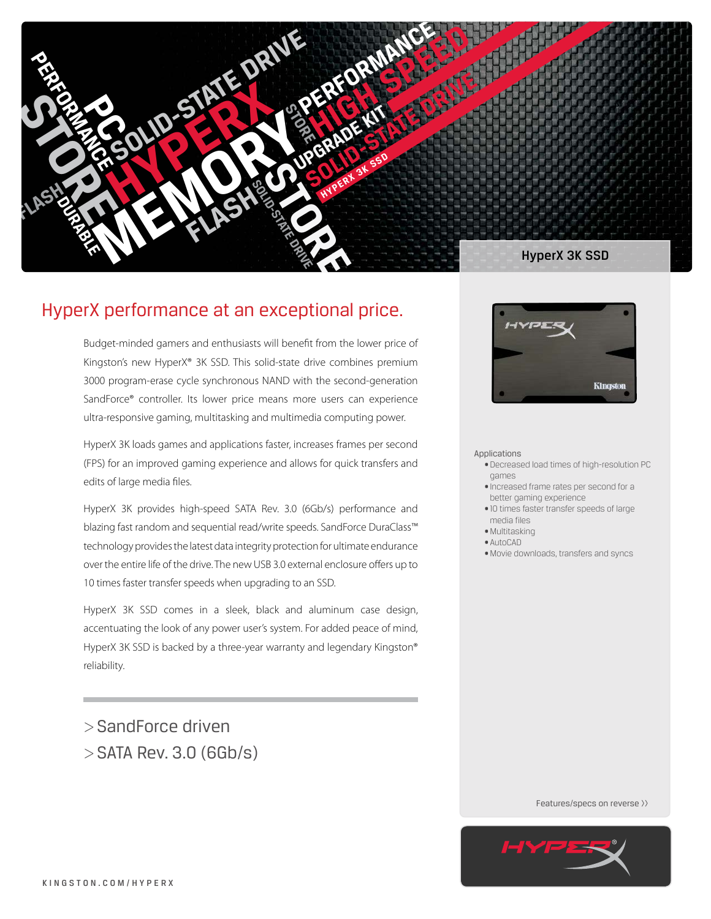HyperX 3K SSD

# HyperX performance at an exceptional price.

Budget-minded gamers and enthusiasts will benefit from the lower price of Kingston's new HyperX® 3K SSD. This solid-state drive combines premium 3000 program-erase cycle synchronous NAND with the second-generation SandForce® controller. Its lower price means more users can experience ultra-responsive gaming, multitasking and multimedia computing power.

HyperX 3K loads games and applications faster, increases frames per second (FPS) for an improved gaming experience and allows for quick transfers and edits of large media files.

HyperX 3K provides high-speed SATA Rev. 3.0 (6Gb/s) performance and blazing fast random and sequential read/write speeds. SandForce DuraClass™ technology provides the latest data integrity protection for ultimate endurance over the entire life of the drive. The new USB 3.0 external enclosure offers up to 10 times faster transfer speeds when upgrading to an SSD.

HyperX 3K SSD comes in a sleek, black and aluminum case design, accentuating the look of any power user's system. For added peace of mind, HyperX 3K SSD is backed by a three-year warranty and legendary Kingston® reliability.

> SandForce driven
> SATA Rev. 3.0 (6Gb/s)

Applications

- Decreased load times of high-resolution PC games
- Increased frame rates per second for a better gaming experience
- 10 times faster transfer speeds of large media files
- Multitasking
- AutoCAD
- Movie downloads, transfers and syncs

Features/specs on reverse ››

KINGSTON.COM/HYPERX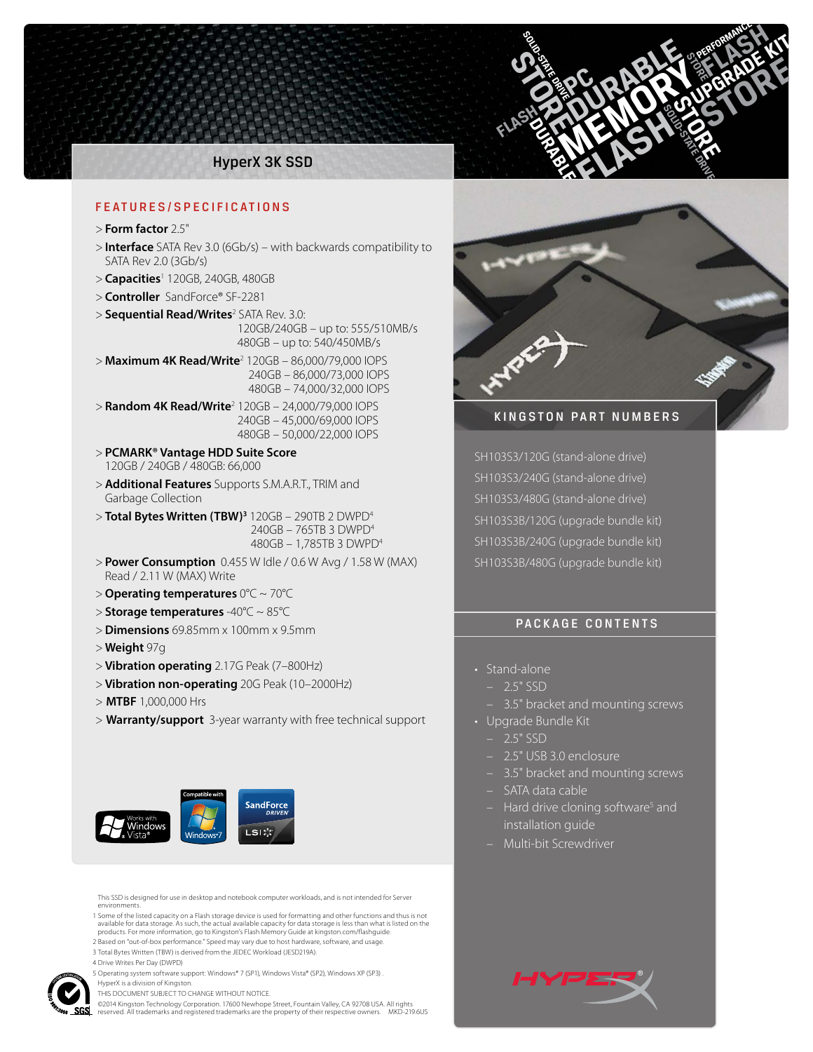## HyperX 3K SSD

### FEATURES/SPECIFICATIONS

- > **Form factor** 2.5"
- > **Interface** SATA Rev 3.0 (6Gb/s) – with backwards compatibility to SATA Rev 2.0 (3Gb/s)
- > **Capacities**[1] 120GB, 240GB, 480GB
- > **Controller** SandForce® SF-2281
- > **Sequential Read/Writes**[2] SATA Rev. 3.0:
  120GB/240GB – up to: 555/510MB/s
  480GB – up to: 540/450MB/s
- > **Maximum 4K Read/Write**[2] 120GB – 86,000/79,000 IOPS
  240GB – 86,000/73,000 IOPS
  480GB – 74,000/32,000 IOPS
- > **Random 4K Read/Write**[2] 120GB – 24,000/79,000 IOPS
  240GB – 45,000/69,000 IOPS
  480GB – 50,000/22,000 IOPS
- > **PCMARK® Vantage HDD Suite Score** 120GB / 240GB / 480GB: 66,000
- > **Additional Features** Supports S.M.A.R.T., TRIM and Garbage Collection
- > **Total Bytes Written (TBW)**[3] 120GB – 290TB 2 DWPD[4]
  240GB – 765TB 3 DWPD[4]
  480GB – 1,785TB 3 DWPD[4]
- > **Power Consumption** 0.455 W Idle / 0.6 W Avg / 1.58 W (MAX) Read / 2.11 W (MAX) Write
- > **Operating temperatures** 0°C ~ 70°C
- > **Storage temperatures** -40°C ~ 85°C
- > **Dimensions** 69.85mm x 100mm x 9.5mm
- > **Weight** 97g
- > **Vibration operating** 2.17G Peak (7–800Hz)
- > **Vibration non-operating** 20G Peak (10–2000Hz)
- > **MTBF** 1,000,000 Hrs
- > **Warranty/support** 3-year warranty with free technical support

### KINGSTON PART NUMBERS

SH103S3/120G (stand-alone drive)
SH103S3/240G (stand-alone drive)
SH103S3/480G (stand-alone drive)
SH103S3B/120G (upgrade bundle kit)
SH103S3B/240G (upgrade bundle kit)
SH103S3B/480G (upgrade bundle kit)

### PACKAGE CONTENTS

- Stand-alone
  - 2.5" SSD
  - 3.5" bracket and mounting screws
- Upgrade Bundle Kit
  - 2.5" SSD
  - 2.5" USB 3.0 enclosure
  - 3.5" bracket and mounting screws
  - SATA data cable
  - Hard drive cloning software[5] and installation guide
  - Multi-bit Screwdriver

This SSD is designed for use in desktop and notebook computer workloads, and is not intended for Server environments.

1 Some of the listed capacity on a Flash storage device is used for formatting and other functions and thus is not available for data storage. As such, the actual available capacity for data storage is less than what is listed on the products. For more information, go to Kingston's Flash Memory Guide at kingston.com/flashguide.

2 Based on "out-of-box performance." Speed may vary due to host hardware, software, and usage.

3 Total Bytes Written (TBW) is derived from the JEDEC Workload (JESD219A).

4 Drive Writes Per Day (DWPD)

5 Operating system software support: Windows® 7 (SP1), Windows Vista® (SP2), Windows XP (SP3).

HyperX is a division of Kingston.

THIS DOCUMENT SUBJECT TO CHANGE WITHOUT NOTICE.

©2014 Kingston Technology Corporation. 17600 Newhope Street, Fountain Valley, CA 92708 USA. All rights reserved. All trademarks and registered trademarks are the property of their respective owners. MKD-219.6US